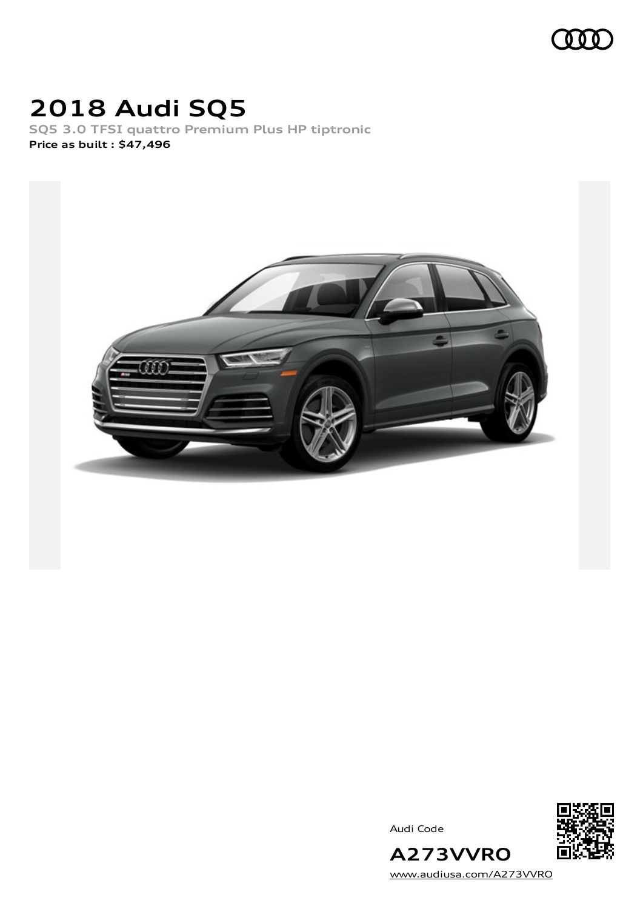# 2018 Audi SQ5

SQ5 3.0 TFSI quattro Premium Plus HP tiptronic

**Price as built : $47,496**

Audi Code

## A273VVRO

www.audiusa.com/A273VVRO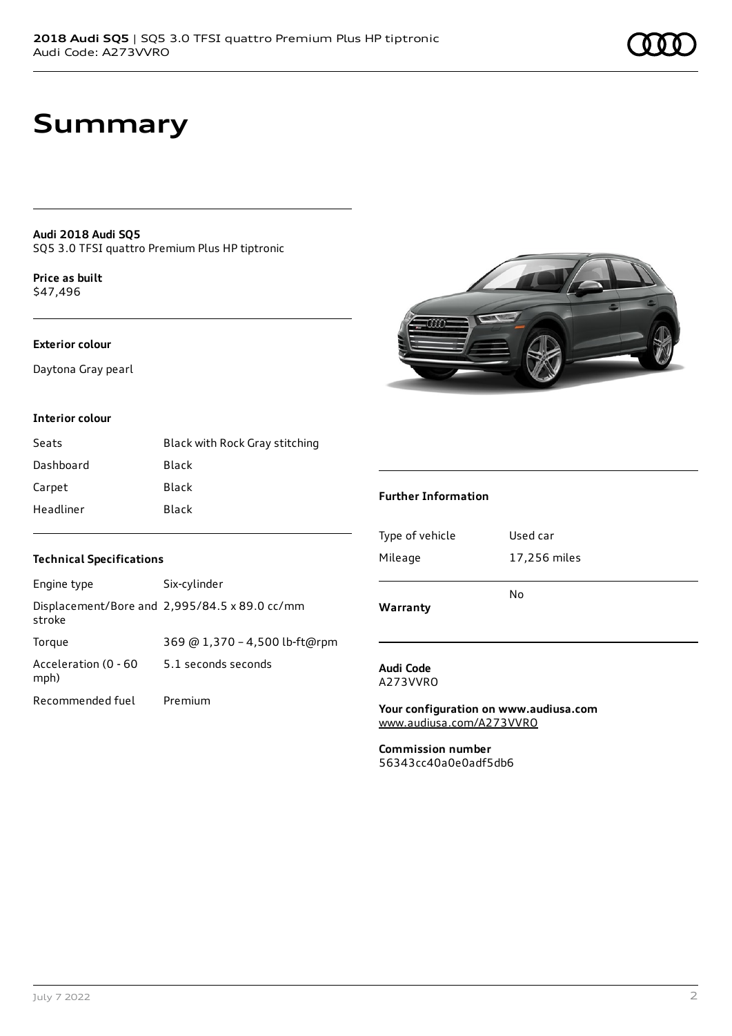# Summary

**Audi 2018 Audi SQ5**
SQ5 3.0 TFSI quattro Premium Plus HP tiptronic

**Price as built**
$47,496

**Exterior colour**

Daytona Gray pearl

**Interior colour**

| | |
|---|---|
| Seats | Black with Rock Gray stitching |
| Dashboard | Black |
| Carpet | Black |
| Headliner | Black |

**Technical Specifications**

| | |
|---|---|
| Engine type | Six-cylinder |
| Displacement/Bore and stroke | 2,995/84.5 x 89.0 cc/mm |
| Torque | 369 @ 1,370 - 4,500 lb-ft@rpm |
| Acceleration (0 - 60 mph) | 5.1 seconds seconds |
| Recommended fuel | Premium |

**Further Information**

| | |
|---|---|
| Type of vehicle | Used car |
| Mileage | 17,256 miles |
| **Warranty** | No |

**Audi Code**
A273VVRO

**Your configuration on www.audiusa.com**
www.audiusa.com/A273VVRO

**Commission number**
56343cc40a0e0adf5db6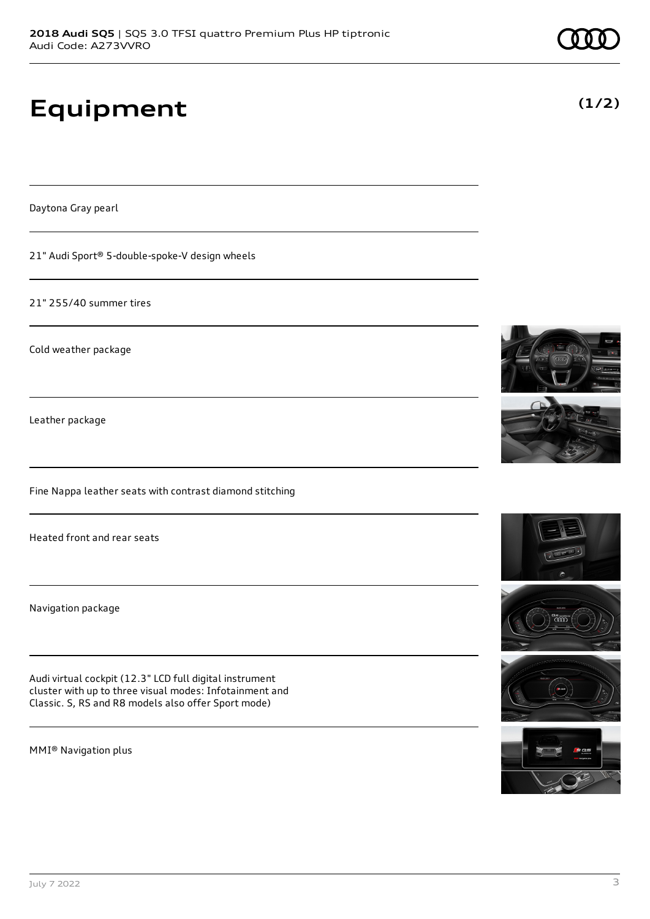# Equipment

**(1/2)**

Daytona Gray pearl

21" Audi Sport® 5-double-spoke-V design wheels

21" 255/40 summer tires

Cold weather package

Leather package

Fine Nappa leather seats with contrast diamond stitching

Heated front and rear seats

Navigation package

Audi virtual cockpit (12.3" LCD full digital instrument cluster with up to three visual modes: Infotainment and Classic. S, RS and R8 models also offer Sport mode)

MMI® Navigation plus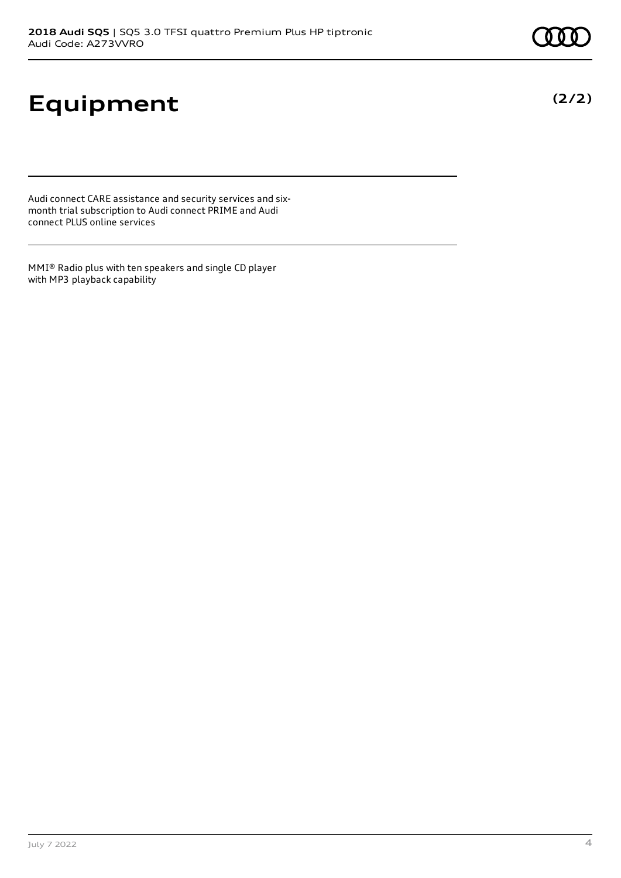# Equipment

**(2/2)**

Audi connect CARE assistance and security services and six-month trial subscription to Audi connect PRIME and Audi connect PLUS online services

MMI® Radio plus with ten speakers and single CD player with MP3 playback capability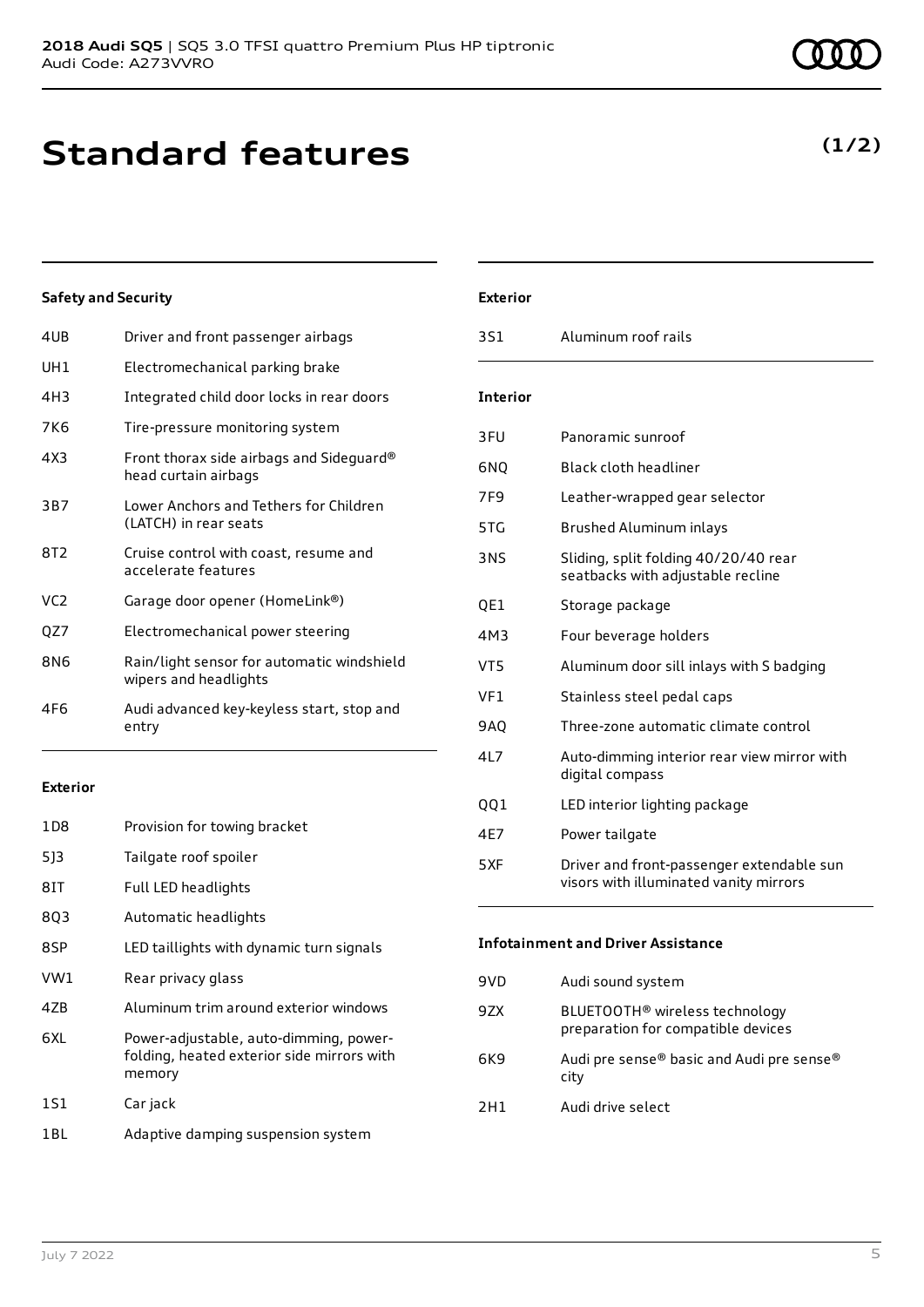# Standard features

**(1/2)**

### Safety and Security

| | |
|---|---|
| 4UB | Driver and front passenger airbags |
| UH1 | Electromechanical parking brake |
| 4H3 | Integrated child door locks in rear doors |
| 7K6 | Tire-pressure monitoring system |
| 4X3 | Front thorax side airbags and Sideguard® head curtain airbags |
| 3B7 | Lower Anchors and Tethers for Children (LATCH) in rear seats |
| 8T2 | Cruise control with coast, resume and accelerate features |
| VC2 | Garage door opener (HomeLink®) |
| QZ7 | Electromechanical power steering |
| 8N6 | Rain/light sensor for automatic windshield wipers and headlights |
| 4F6 | Audi advanced key-keyless start, stop and entry |

### Exterior

| | |
|---|---|
| 1D8 | Provision for towing bracket |
| 5J3 | Tailgate roof spoiler |
| 8IT | Full LED headlights |
| 8Q3 | Automatic headlights |
| 8SP | LED taillights with dynamic turn signals |
| VW1 | Rear privacy glass |
| 4ZB | Aluminum trim around exterior windows |
| 6XL | Power-adjustable, auto-dimming, power-folding, heated exterior side mirrors with memory |
| 1S1 | Car jack |
| 1BL | Adaptive damping suspension system |

### Exterior

| | |
|---|---|
| 3S1 | Aluminum roof rails |

### Interior

| | |
|---|---|
| 3FU | Panoramic sunroof |
| 6NQ | Black cloth headliner |
| 7F9 | Leather-wrapped gear selector |
| 5TG | Brushed Aluminum inlays |
| 3NS | Sliding, split folding 40/20/40 rear seatbacks with adjustable recline |
| QE1 | Storage package |
| 4M3 | Four beverage holders |
| VT5 | Aluminum door sill inlays with S badging |
| VF1 | Stainless steel pedal caps |
| 9AQ | Three-zone automatic climate control |
| 4L7 | Auto-dimming interior rear view mirror with digital compass |
| QQ1 | LED interior lighting package |
| 4E7 | Power tailgate |
| 5XF | Driver and front-passenger extendable sun visors with illuminated vanity mirrors |

### Infotainment and Driver Assistance

| | |
|---|---|
| 9VD | Audi sound system |
| 9ZX | BLUETOOTH® wireless technology preparation for compatible devices |
| 6K9 | Audi pre sense® basic and Audi pre sense® city |
| 2H1 | Audi drive select |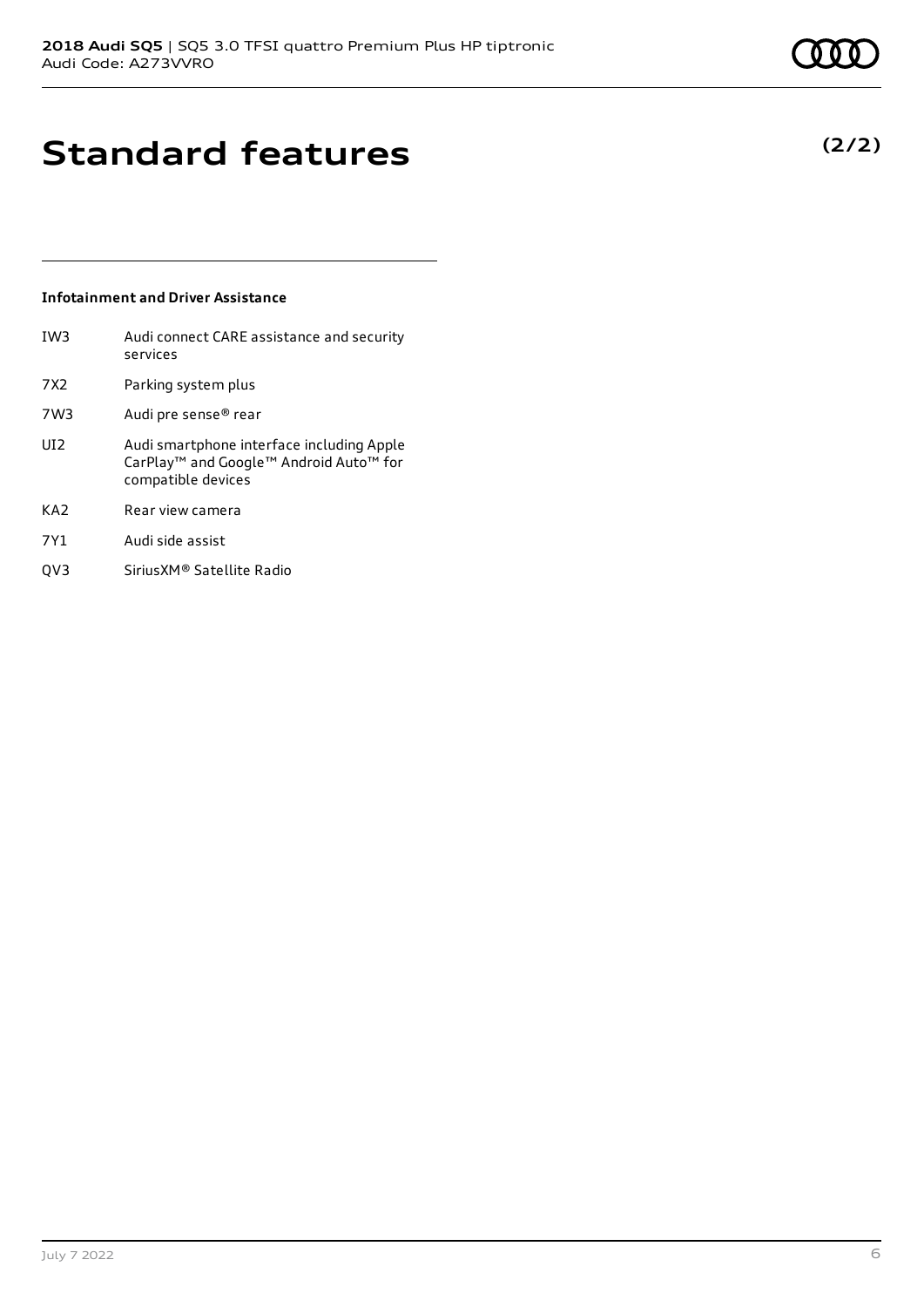# Standard features

**(2/2)**

### Infotainment and Driver Assistance

| | |
|---|---|
| IW3 | Audi connect CARE assistance and security services |
| 7X2 | Parking system plus |
| 7W3 | Audi pre sense® rear |
| UI2 | Audi smartphone interface including Apple CarPlay™ and Google™ Android Auto™ for compatible devices |
| KA2 | Rear view camera |
| 7Y1 | Audi side assist |
| QV3 | SiriusXM® Satellite Radio |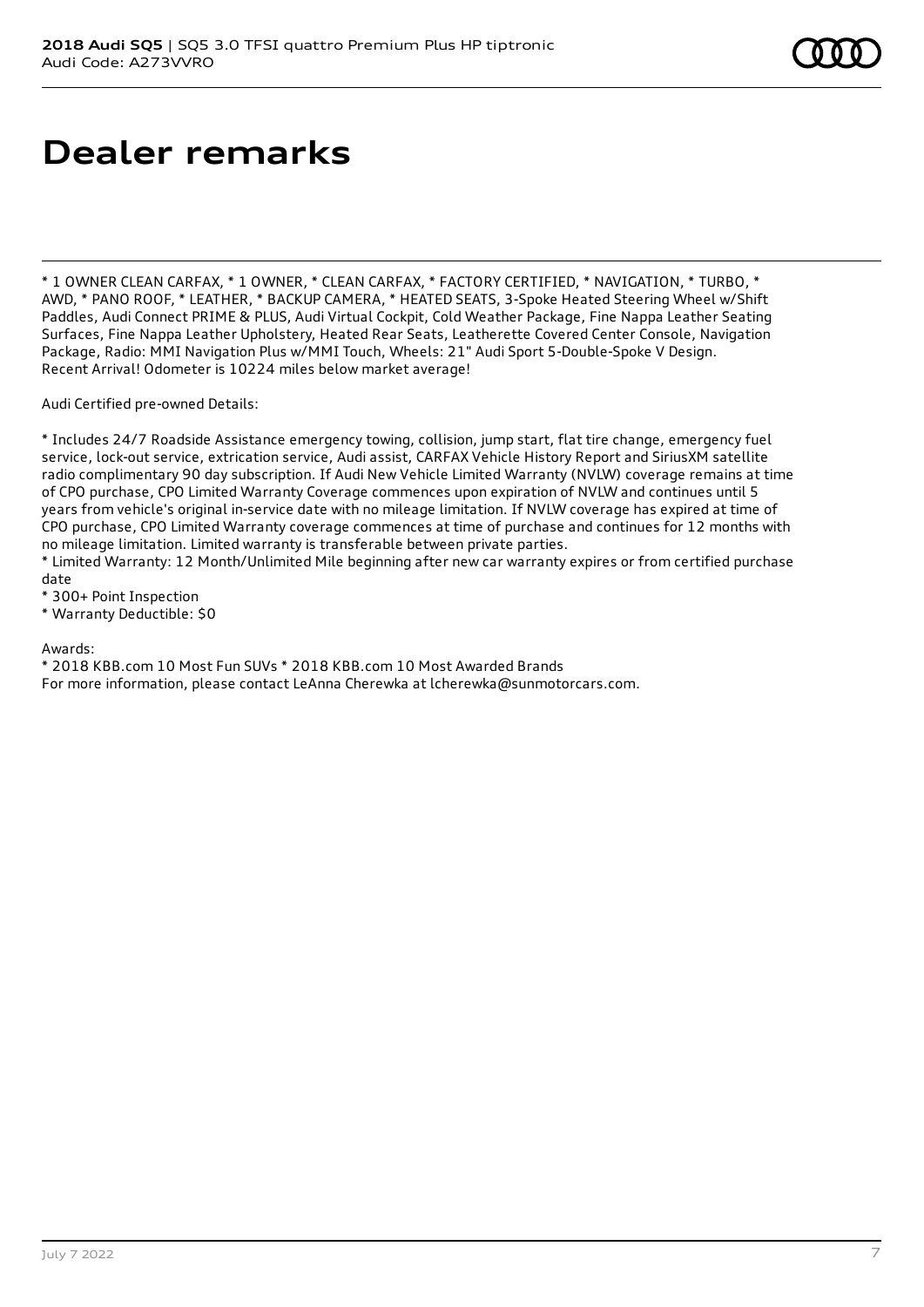# Dealer remarks

* 1 OWNER CLEAN CARFAX, * 1 OWNER, * CLEAN CARFAX, * FACTORY CERTIFIED, * NAVIGATION, * TURBO, * AWD, * PANO ROOF, * LEATHER, * BACKUP CAMERA, * HEATED SEATS, 3-Spoke Heated Steering Wheel w/Shift Paddles, Audi Connect PRIME & PLUS, Audi Virtual Cockpit, Cold Weather Package, Fine Nappa Leather Seating Surfaces, Fine Nappa Leather Upholstery, Heated Rear Seats, Leatherette Covered Center Console, Navigation Package, Radio: MMI Navigation Plus w/MMI Touch, Wheels: 21" Audi Sport 5-Double-Spoke V Design. Recent Arrival! Odometer is 10224 miles below market average!

Audi Certified pre-owned Details:

* Includes 24/7 Roadside Assistance emergency towing, collision, jump start, flat tire change, emergency fuel service, lock-out service, extrication service, Audi assist, CARFAX Vehicle History Report and SiriusXM satellite radio complimentary 90 day subscription. If Audi New Vehicle Limited Warranty (NVLW) coverage remains at time of CPO purchase, CPO Limited Warranty Coverage commences upon expiration of NVLW and continues until 5 years from vehicle's original in-service date with no mileage limitation. If NVLW coverage has expired at time of CPO purchase, CPO Limited Warranty coverage commences at time of purchase and continues for 12 months with no mileage limitation. Limited warranty is transferable between private parties.
* Limited Warranty: 12 Month/Unlimited Mile beginning after new car warranty expires or from certified purchase date
* 300+ Point Inspection
* Warranty Deductible: $0

Awards:
* 2018 KBB.com 10 Most Fun SUVs * 2018 KBB.com 10 Most Awarded Brands
For more information, please contact LeAnna Cherewka at lcherewka@sunmotorcars.com.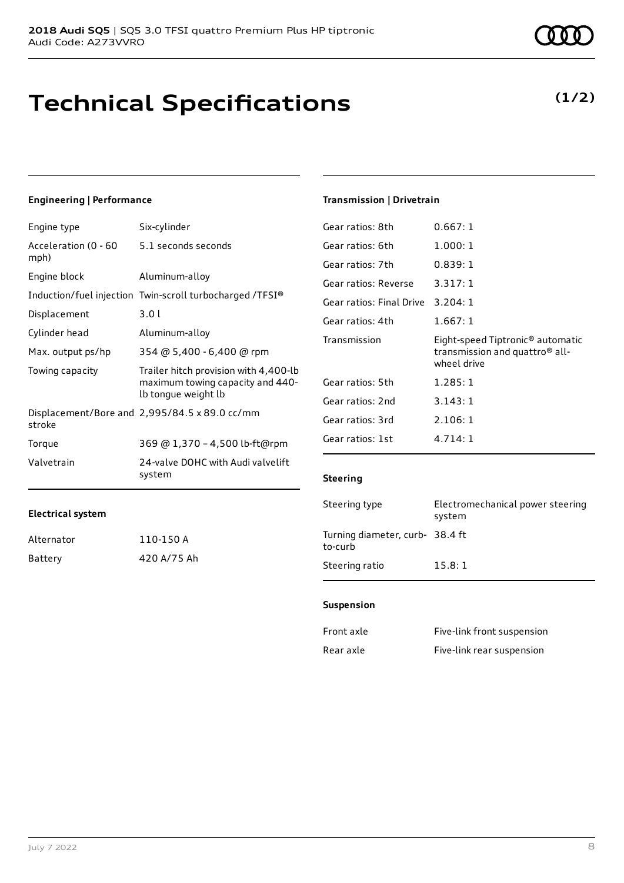# Technical Specifications

**(1/2)**

### Engineering | Performance

| | |
|---|---|
| Engine type | Six-cylinder |
| Acceleration (0 - 60 mph) | 5.1 seconds seconds |
| Engine block | Aluminum-alloy |
| Induction/fuel injection | Twin-scroll turbocharged /TFSI® |
| Displacement | 3.0 l |
| Cylinder head | Aluminum-alloy |
| Max. output ps/hp | 354 @ 5,400 - 6,400 @ rpm |
| Towing capacity | Trailer hitch provision with 4,400-lb maximum towing capacity and 440-lb tongue weight lb |
| Displacement/Bore and stroke | 2,995/84.5 x 89.0 cc/mm |
| Torque | 369 @ 1,370 – 4,500 lb-ft@rpm |
| Valvetrain | 24-valve DOHC with Audi valvelift system |

### Electrical system

| | |
|---|---|
| Alternator | 110-150 A |
| Battery | 420 A/75 Ah |

### Transmission | Drivetrain

| | |
|---|---|
| Gear ratios: 8th | 0.667: 1 |
| Gear ratios: 6th | 1.000: 1 |
| Gear ratios: 7th | 0.839: 1 |
| Gear ratios: Reverse | 3.317: 1 |
| Gear ratios: Final Drive | 3.204: 1 |
| Gear ratios: 4th | 1.667: 1 |
| Transmission | Eight-speed Tiptronic® automatic transmission and quattro® all-wheel drive |
| Gear ratios: 5th | 1.285: 1 |
| Gear ratios: 2nd | 3.143: 1 |
| Gear ratios: 3rd | 2.106: 1 |
| Gear ratios: 1st | 4.714: 1 |

### Steering

| | |
|---|---|
| Steering type | Electromechanical power steering system |
| Turning diameter, curb-to-curb | 38.4 ft |
| Steering ratio | 15.8: 1 |

### Suspension

| | |
|---|---|
| Front axle | Five-link front suspension |
| Rear axle | Five-link rear suspension |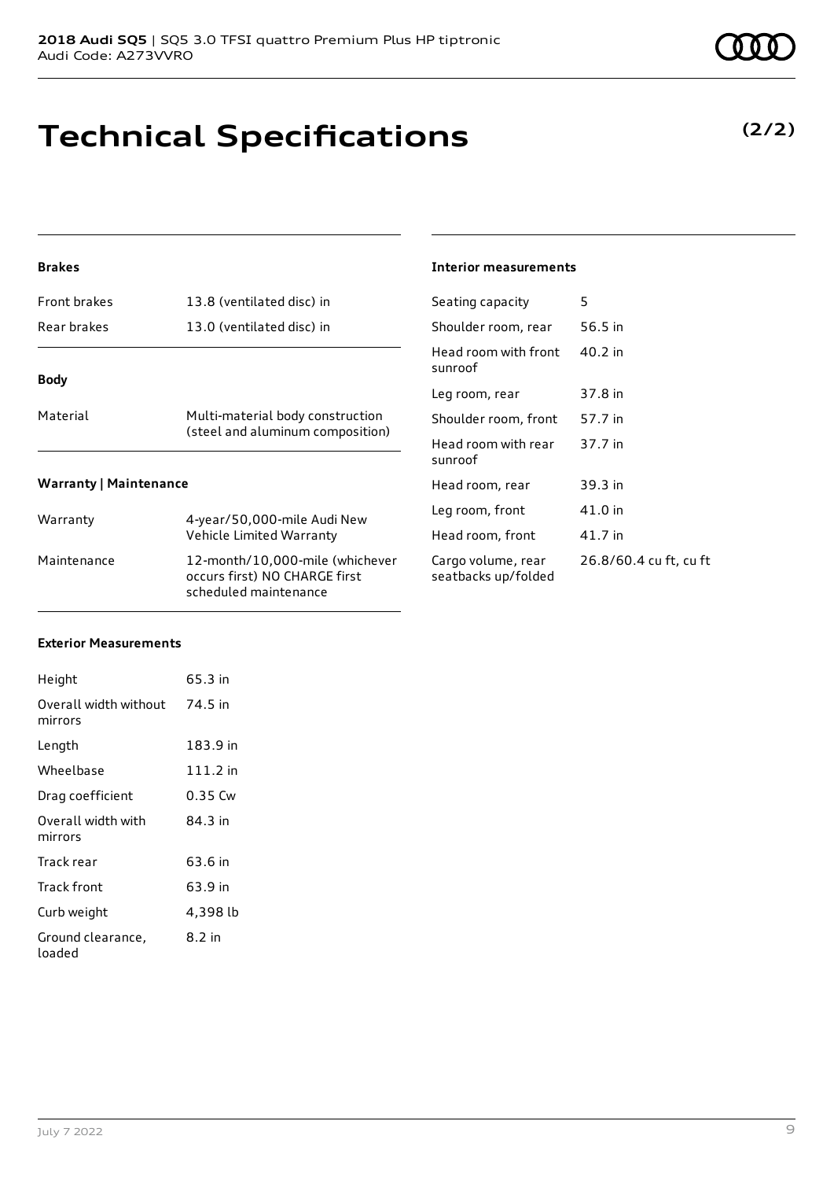# Technical Specifications

**(2/2)**

### Brakes

| | |
|---|---|
| Front brakes | 13.8 (ventilated disc) in |
| Rear brakes | 13.0 (ventilated disc) in |

### Body

| | |
|---|---|
| Material | Multi-material body construction (steel and aluminum composition) |

### Warranty | Maintenance

| | |
|---|---|
| Warranty | 4-year/50,000-mile Audi New Vehicle Limited Warranty |
| Maintenance | 12-month/10,000-mile (whichever occurs first) NO CHARGE first scheduled maintenance |

### Exterior Measurements

| | |
|---|---|
| Height | 65.3 in |
| Overall width without mirrors | 74.5 in |
| Length | 183.9 in |
| Wheelbase | 111.2 in |
| Drag coefficient | 0.35 Cw |
| Overall width with mirrors | 84.3 in |
| Track rear | 63.6 in |
| Track front | 63.9 in |
| Curb weight | 4,398 lb |
| Ground clearance, loaded | 8.2 in |

### Interior measurements

| | |
|---|---|
| Seating capacity | 5 |
| Shoulder room, rear | 56.5 in |
| Head room with front sunroof | 40.2 in |
| Leg room, rear | 37.8 in |
| Shoulder room, front | 57.7 in |
| Head room with rear sunroof | 37.7 in |
| Head room, rear | 39.3 in |
| Leg room, front | 41.0 in |
| Head room, front | 41.7 in |
| Cargo volume, rear seatbacks up/folded | 26.8/60.4 cu ft, cu ft |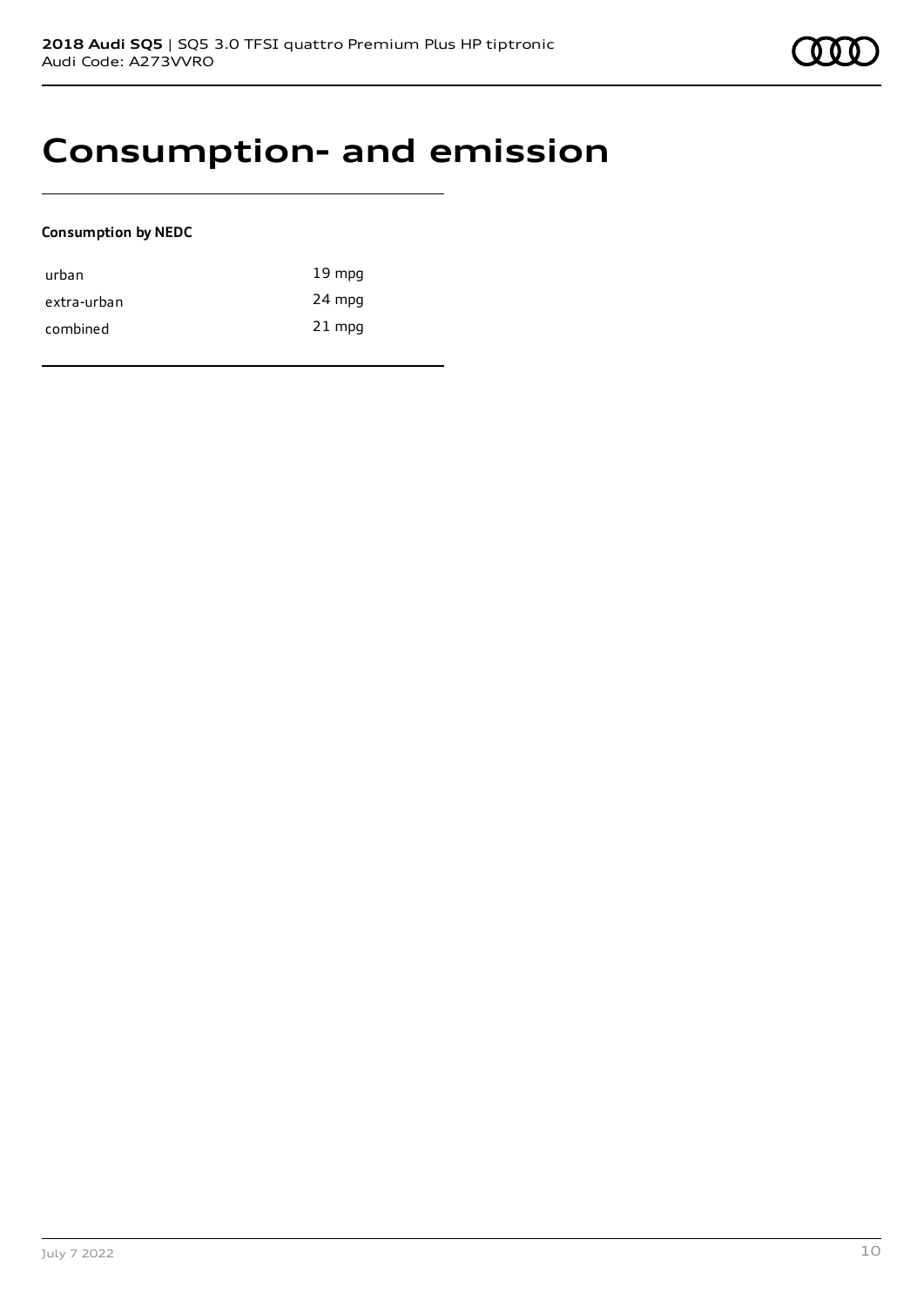# Consumption- and emission

**Consumption by NEDC**

| | |
|---|---|
| urban | 19 mpg |
| extra-urban | 24 mpg |
| combined | 21 mpg |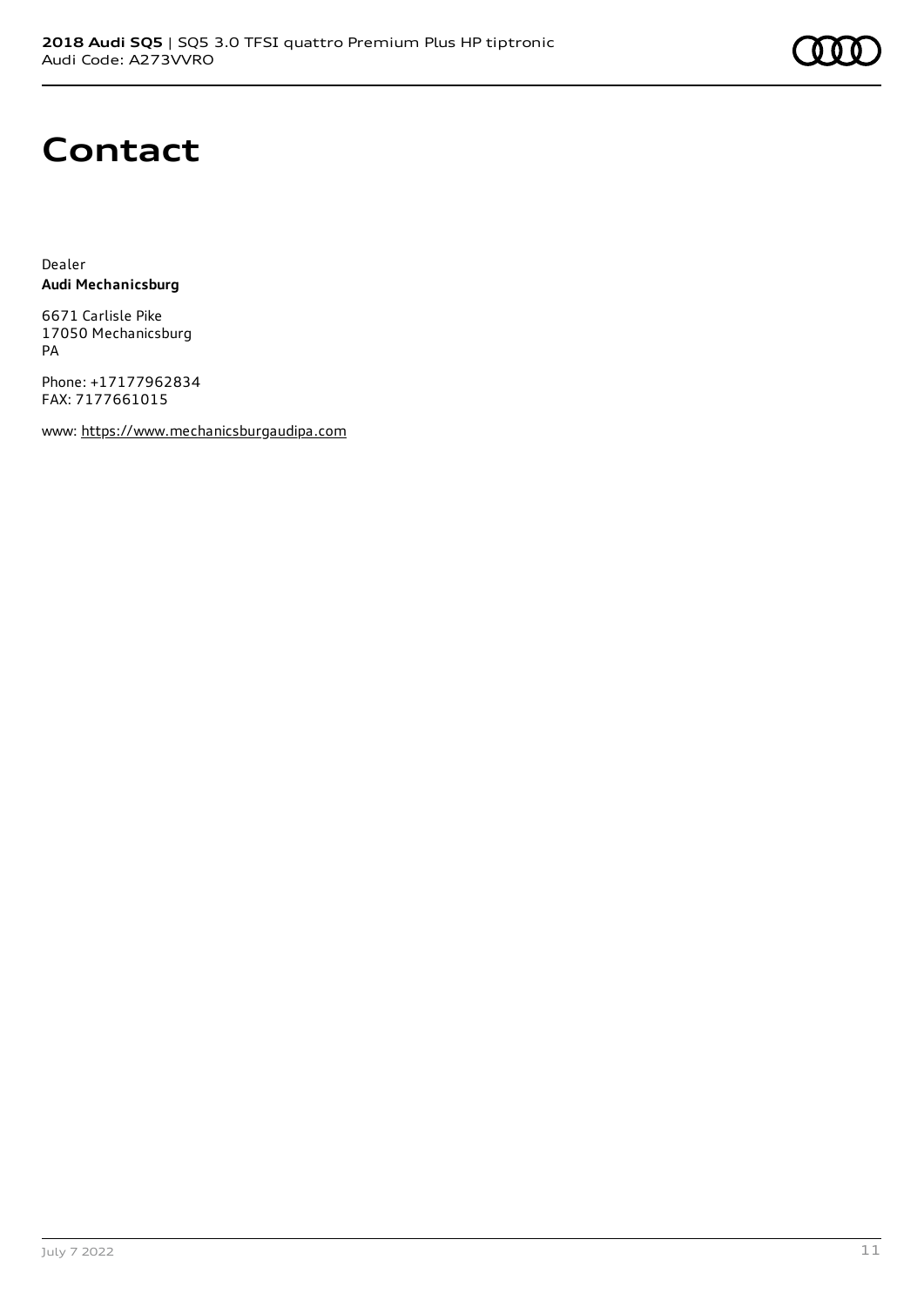# Contact

Dealer
**Audi Mechanicsburg**

6671 Carlisle Pike
17050 Mechanicsburg
PA

Phone: +17177962834
FAX: 7177661015

www: https://www.mechanicsburgaudipa.com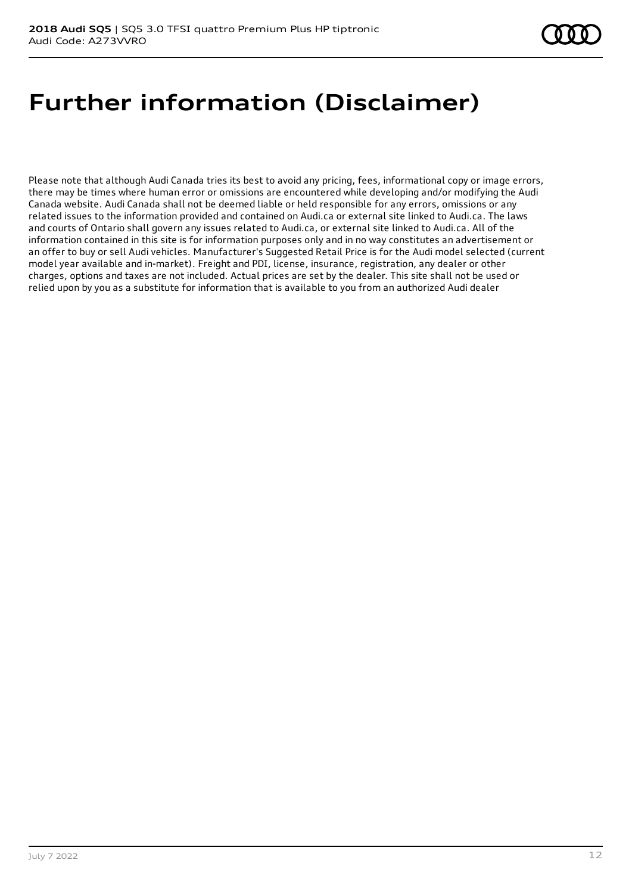# Further information (Disclaimer)

Please note that although Audi Canada tries its best to avoid any pricing, fees, informational copy or image errors, there may be times where human error or omissions are encountered while developing and/or modifying the Audi Canada website. Audi Canada shall not be deemed liable or held responsible for any errors, omissions or any related issues to the information provided and contained on Audi.ca or external site linked to Audi.ca. The laws and courts of Ontario shall govern any issues related to Audi.ca, or external site linked to Audi.ca. All of the information contained in this site is for information purposes only and in no way constitutes an advertisement or an offer to buy or sell Audi vehicles. Manufacturer's Suggested Retail Price is for the Audi model selected (current model year available and in-market). Freight and PDI, license, insurance, registration, any dealer or other charges, options and taxes are not included. Actual prices are set by the dealer. This site shall not be used or relied upon by you as a substitute for information that is available to you from an authorized Audi dealer